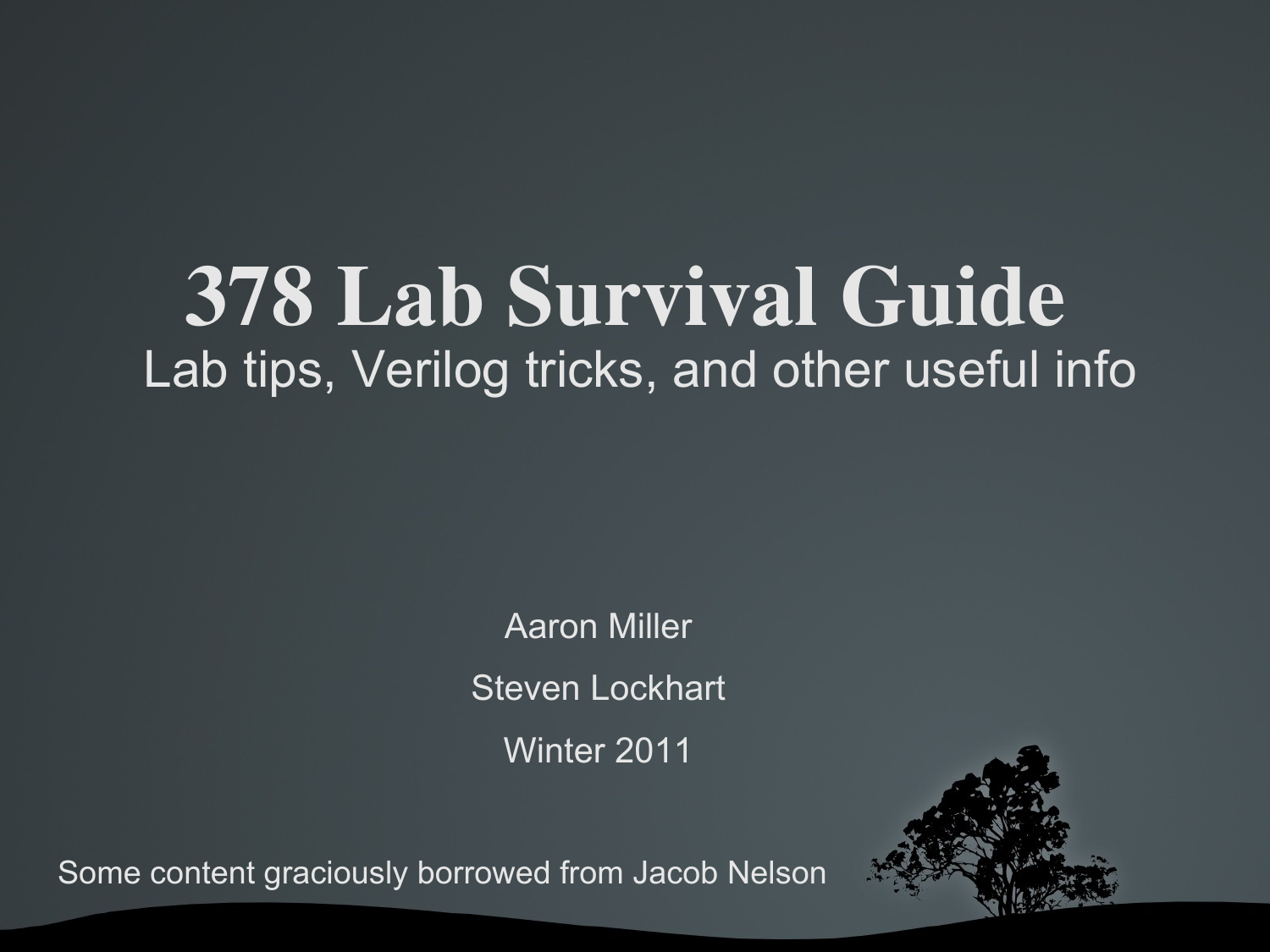# 378 Lab Survival Guide

## Lab tips, Verilog tricks, and other useful info

Aaron Miller

Steven Lockhart

Winter 2011

Some content graciously borrowed from Jacob Nelson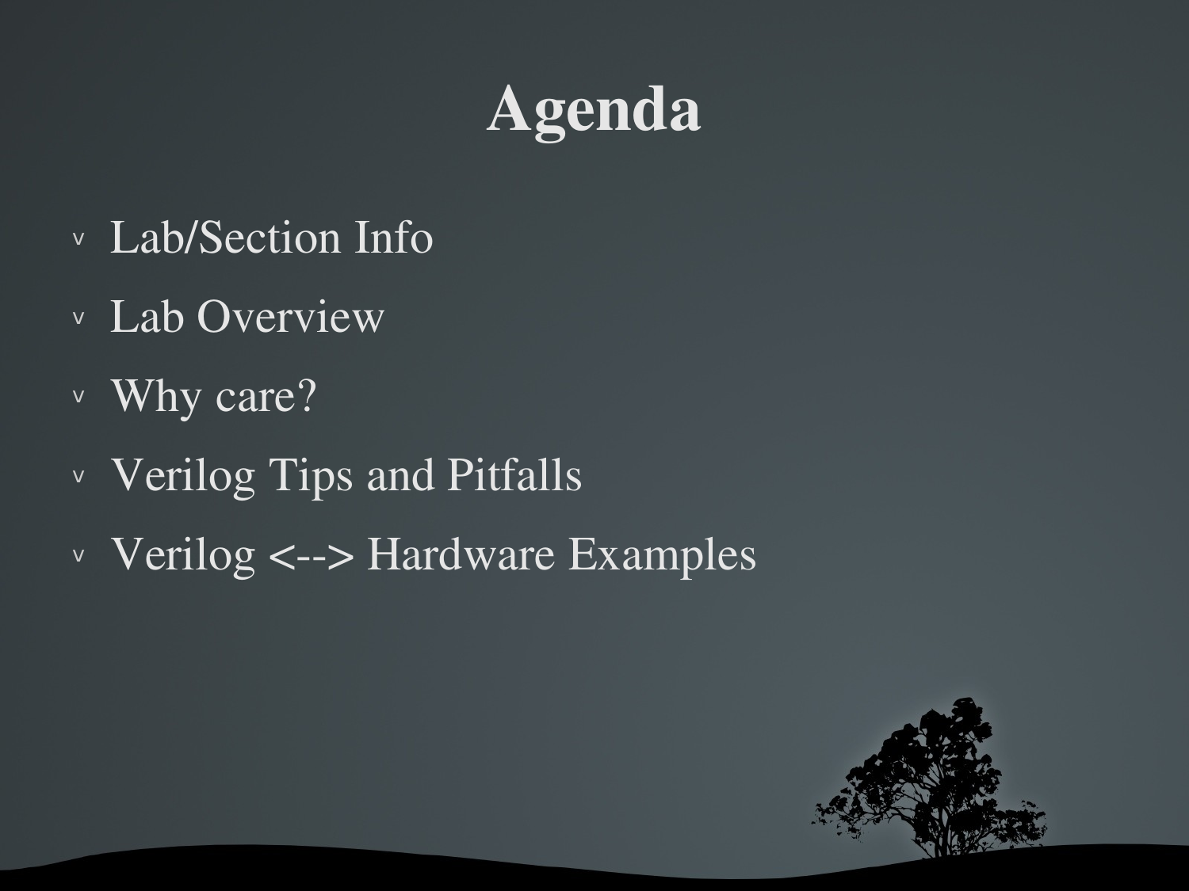# Agenda

- Lab/Section Info
- Lab Overview
- Why care?
- Verilog Tips and Pitfalls
- Verilog <--> Hardware Examples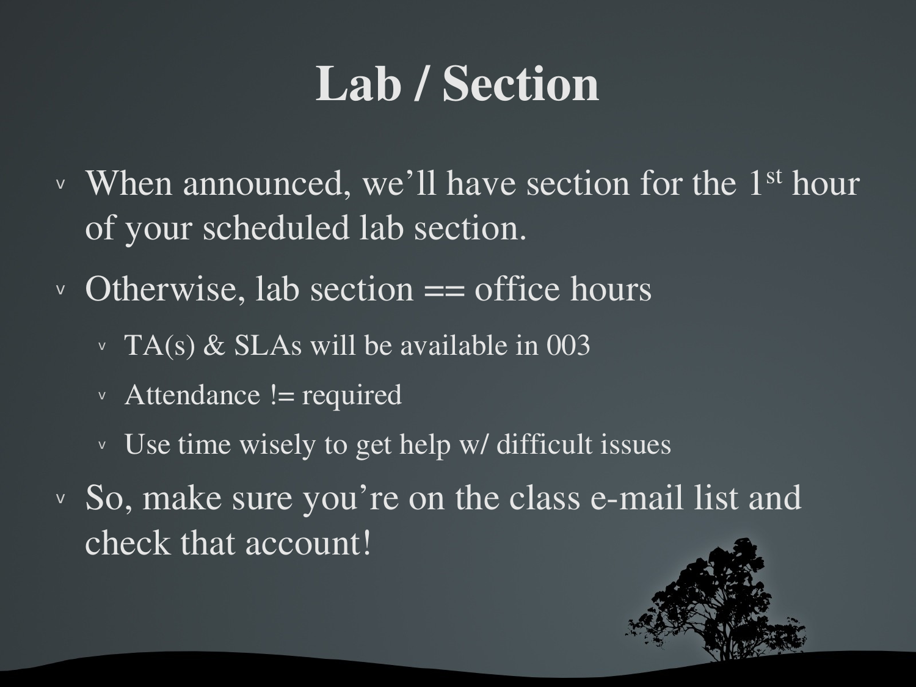# Lab / Section

- When announced, we'll have section for the 1st hour of your scheduled lab section.
- Otherwise, lab section == office hours
  - TA(s) & SLAs will be available in 003
  - Attendance != required
  - Use time wisely to get help w/ difficult issues
- So, make sure you're on the class e-mail list and check that account!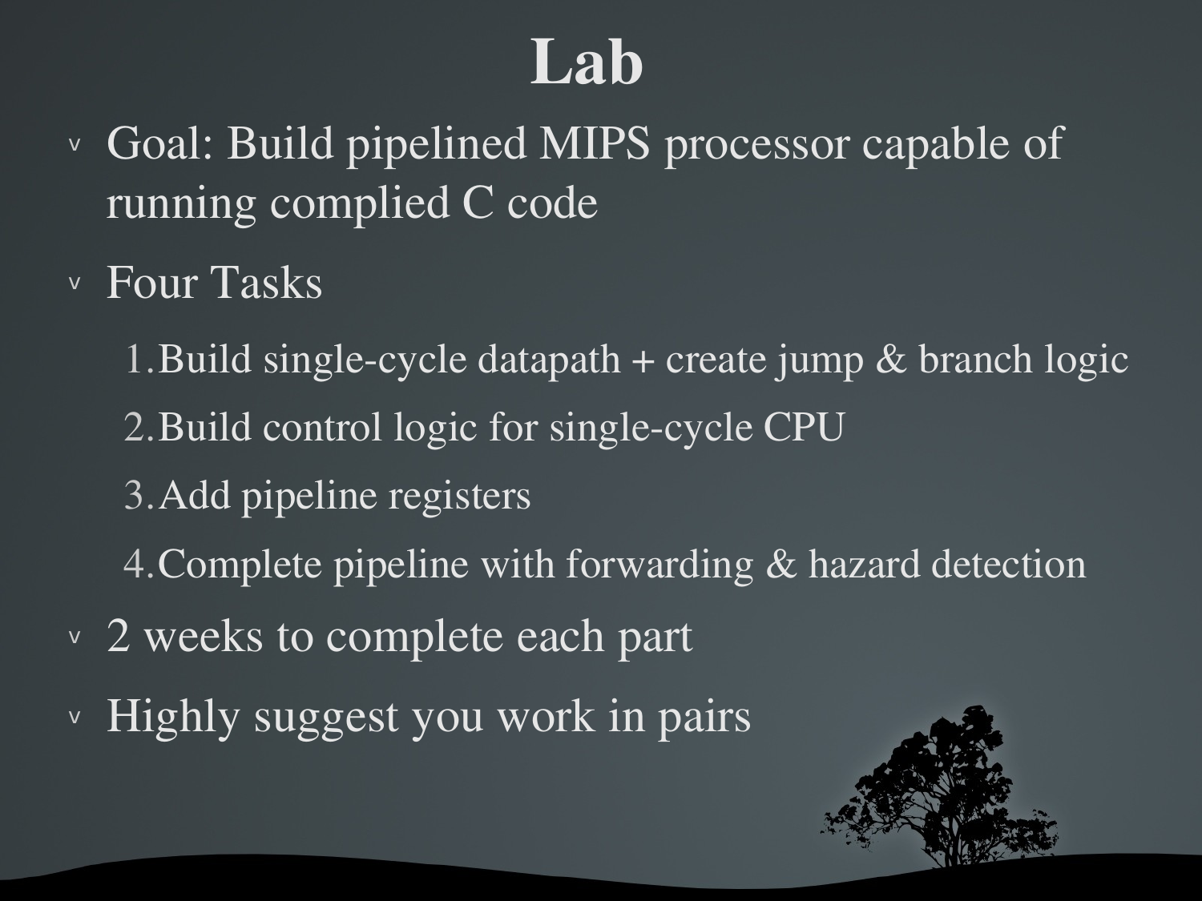# Lab

- Goal: Build pipelined MIPS processor capable of running complied C code
- Four Tasks
  1. Build single-cycle datapath + create jump & branch logic
  2. Build control logic for single-cycle CPU
  3. Add pipeline registers
  4. Complete pipeline with forwarding & hazard detection
- 2 weeks to complete each part
- Highly suggest you work in pairs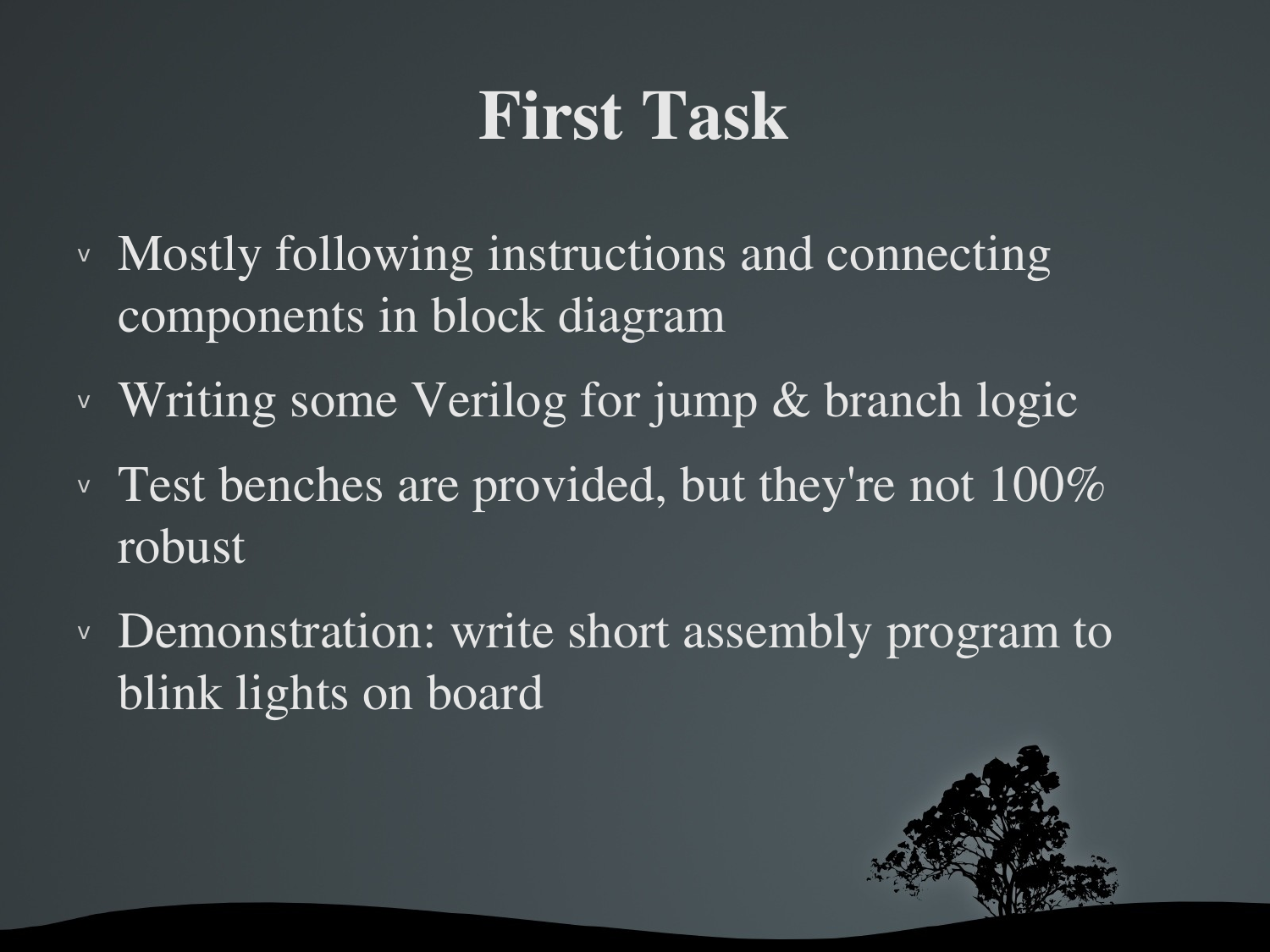# First Task

- Mostly following instructions and connecting components in block diagram
- Writing some Verilog for jump & branch logic
- Test benches are provided, but they're not 100% robust
- Demonstration: write short assembly program to blink lights on board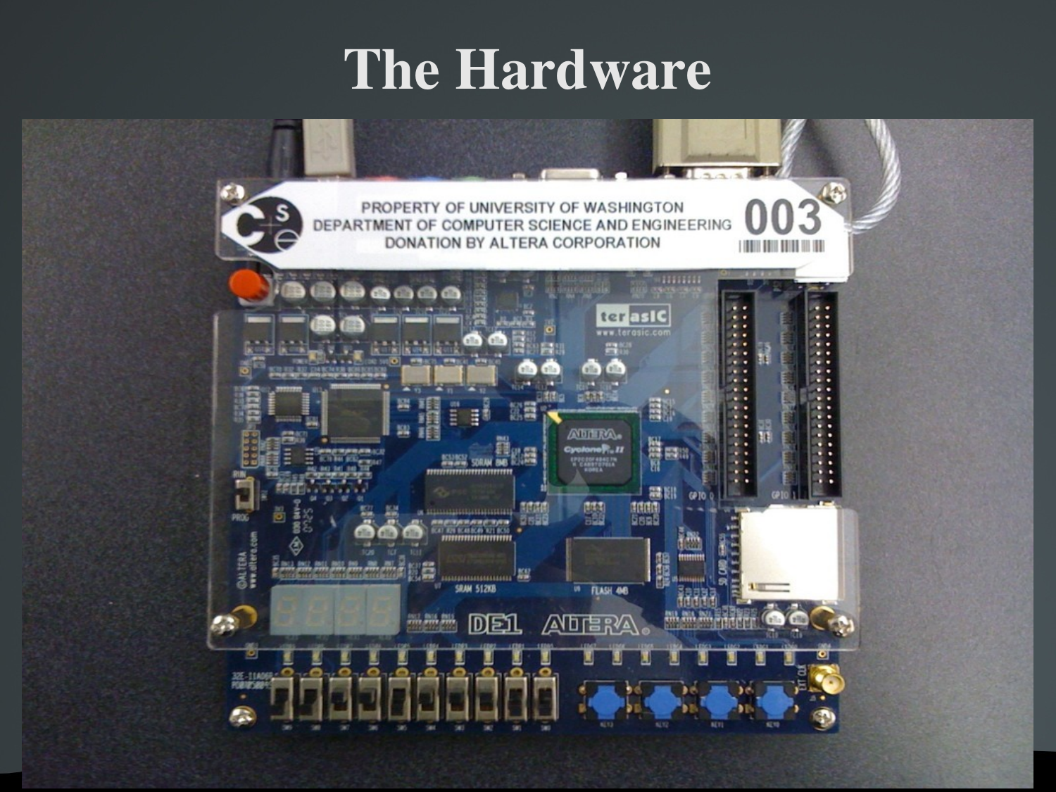# The Hardware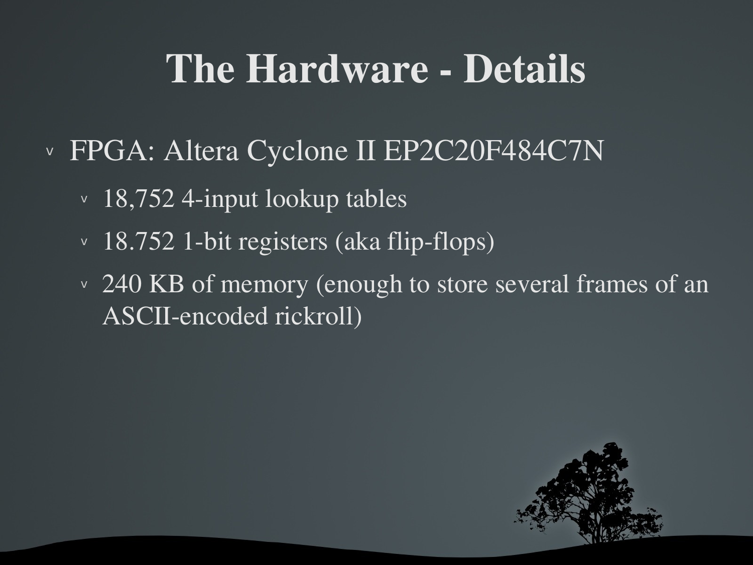# The Hardware - Details

- FPGA: Altera Cyclone II EP2C20F484C7N
  - 18,752 4-input lookup tables
  - 18.752 1-bit registers (aka flip-flops)
  - 240 KB of memory (enough to store several frames of an ASCII-encoded rickroll)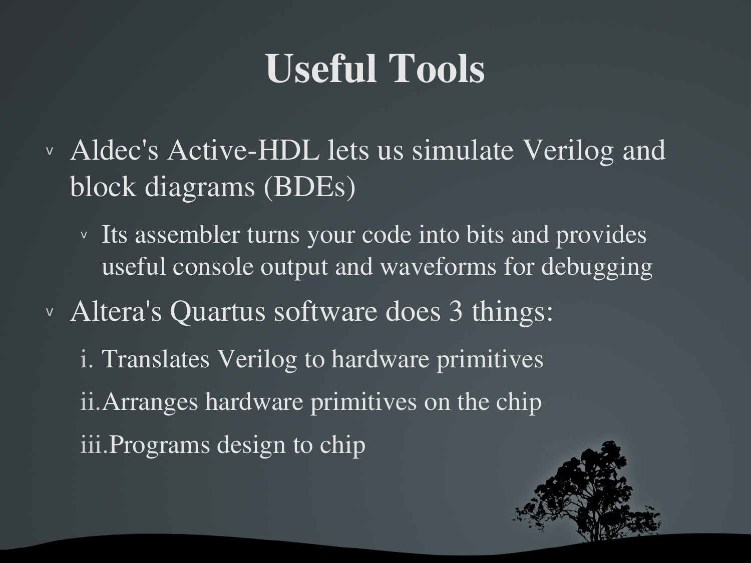# Useful Tools

- Aldec's Active-HDL lets us simulate Verilog and block diagrams (BDEs)
  - Its assembler turns your code into bits and provides useful console output and waveforms for debugging
- Altera's Quartus software does 3 things:
  1. Translates Verilog to hardware primitives
  2. Arranges hardware primitives on the chip
  3. Programs design to chip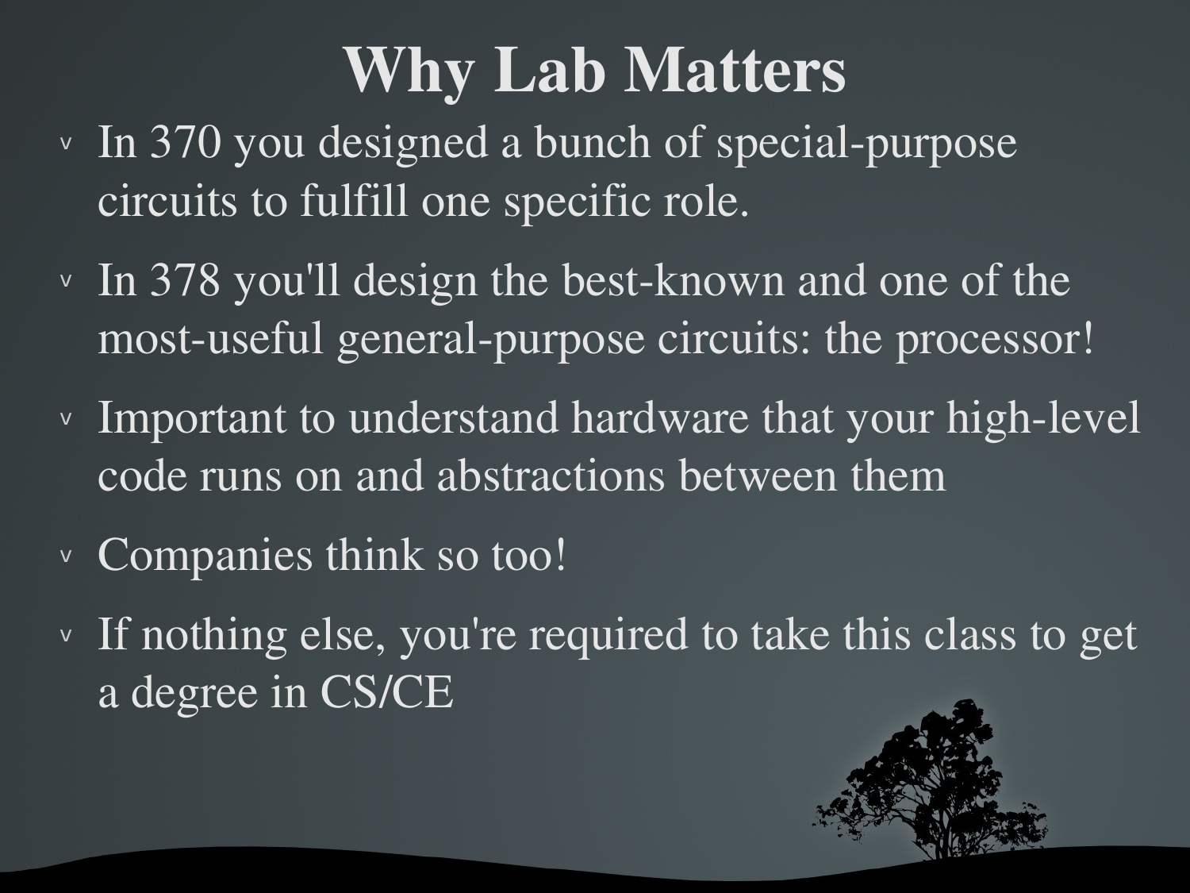# Why Lab Matters

- In 370 you designed a bunch of special-purpose circuits to fulfill one specific role.
- In 378 you'll design the best-known and one of the most-useful general-purpose circuits: the processor!
- Important to understand hardware that your high-level code runs on and abstractions between them
- Companies think so too!
- If nothing else, you're required to take this class to get a degree in CS/CE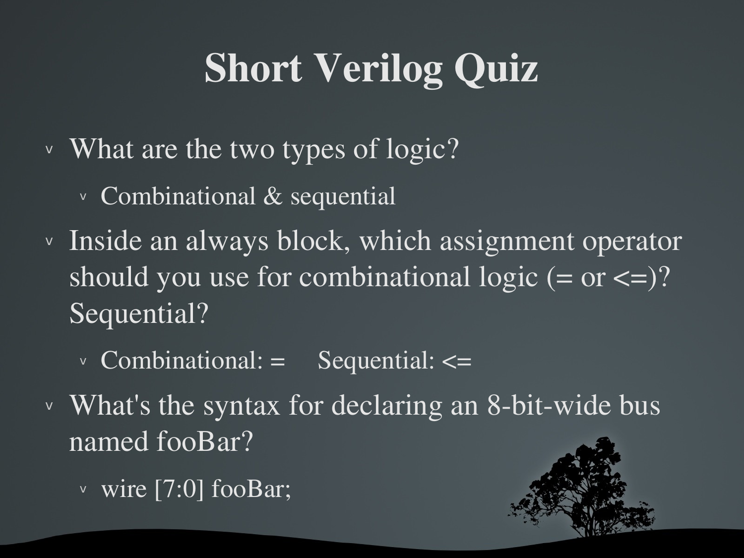# Short Verilog Quiz

- What are the two types of logic?
  - Combinational & sequential
- Inside an always block, which assignment operator should you use for combinational logic (= or <=)? Sequential?
  - Combinational: =     Sequential: <=
- What's the syntax for declaring an 8-bit-wide bus named fooBar?
  - wire [7:0] fooBar;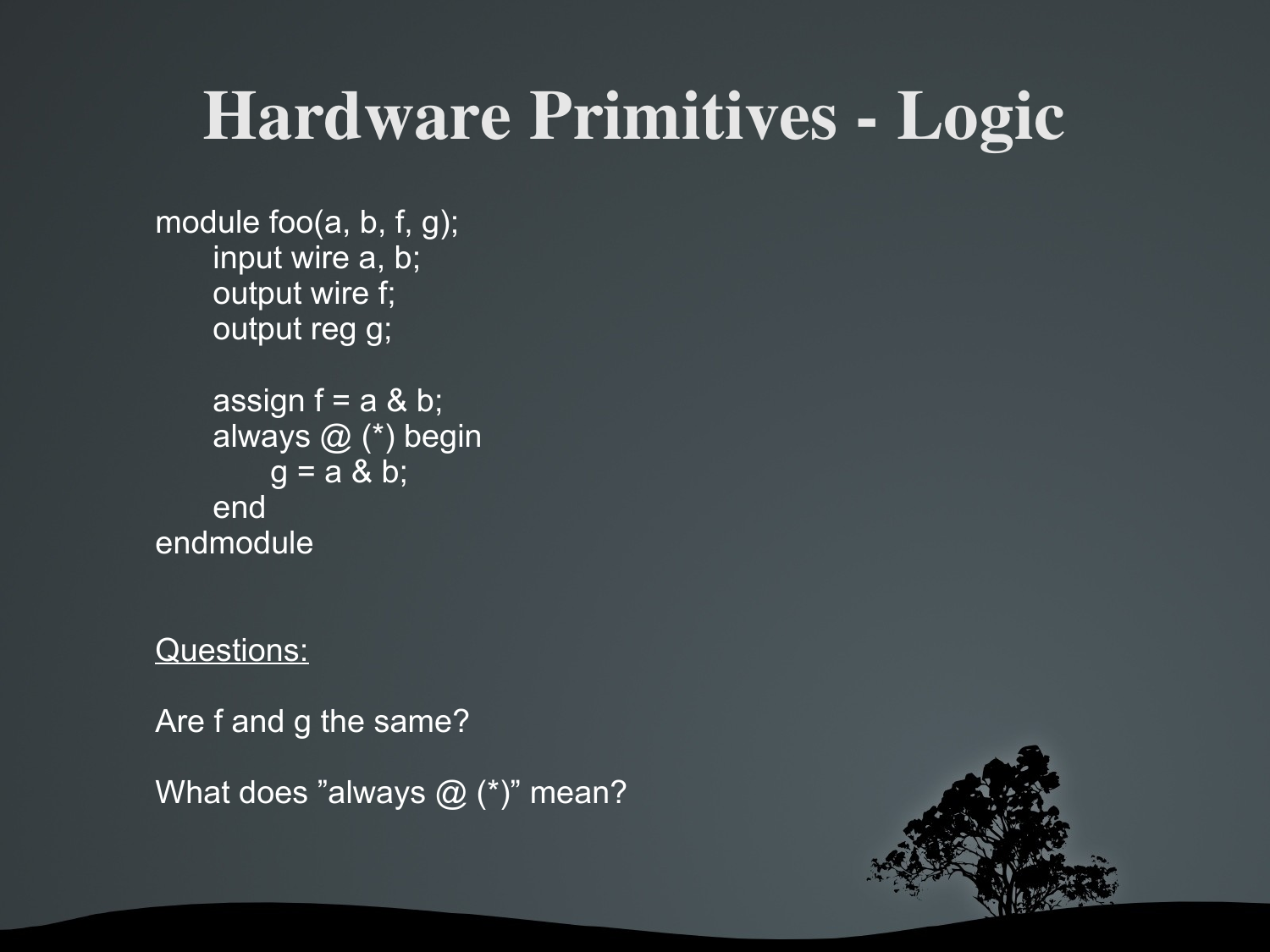# Hardware Primitives - Logic

```
module foo(a, b, f, g);
      input wire a, b;
      output wire f;
      output reg g;

      assign f = a & b;
      always @ (*) begin
            g = a & b;
      end
endmodule
```

Questions:

Are f and g the same?

What does ”always @ (*)” mean?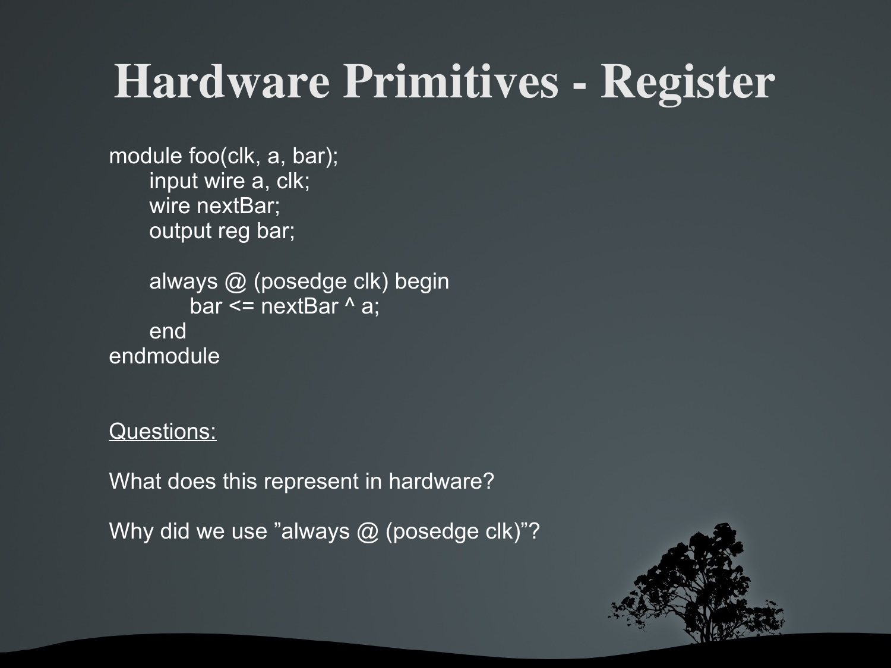# Hardware Primitives - Register

```
module foo(clk, a, bar);
      input wire a, clk;
      wire nextBar;
      output reg bar;

      always @ (posedge clk) begin
            bar <= nextBar ^ a;
      end
endmodule
```

<u>Questions:</u>

What does this represent in hardware?

Why did we use ”always @ (posedge clk)”?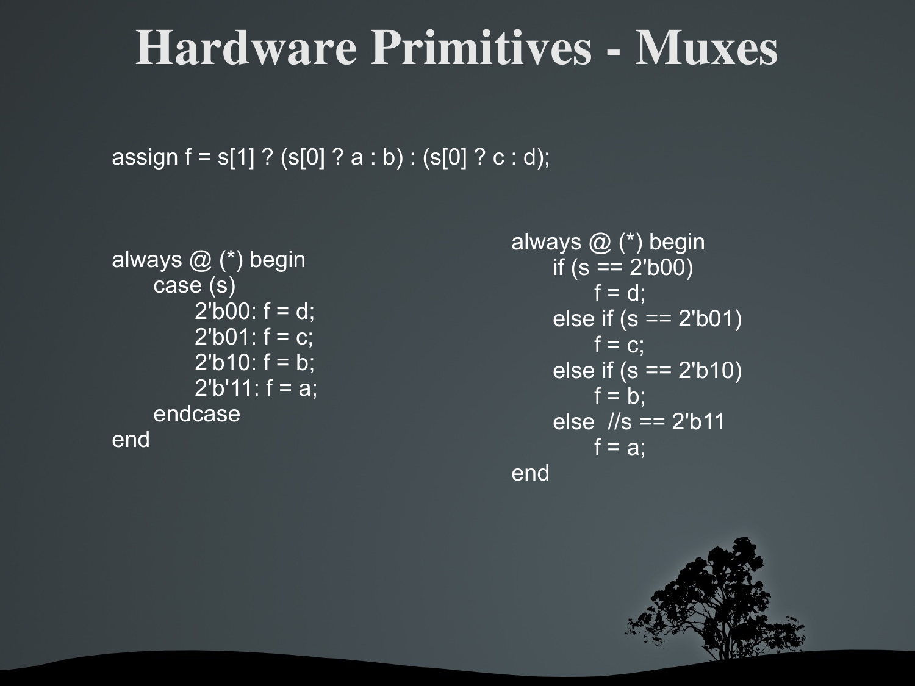# Hardware Primitives - Muxes

```
assign f = s[1] ? (s[0] ? a : b) : (s[0] ? c : d);
```

```
always @ (*) begin
    case (s)
        2'b00: f = d;
        2'b01: f = c;
        2'b10: f = b;
        2'b'11: f = a;
    endcase
end
```

```
always @ (*) begin
    if (s == 2'b00)
        f = d;
    else if (s == 2'b01)
        f = c;
    else if (s == 2'b10)
        f = b;
    else  //s == 2'b11
        f = a;
end
```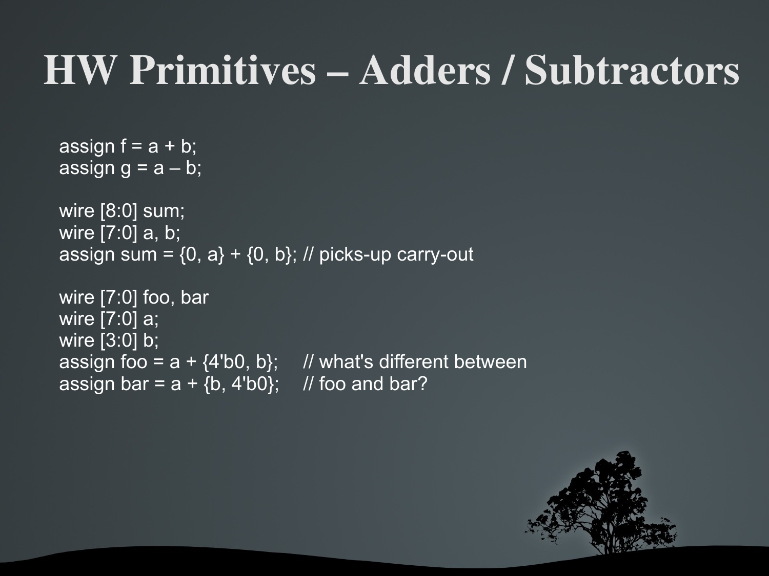# HW Primitives – Adders / Subtractors

```
assign f = a + b;
assign g = a – b;

wire [8:0] sum;
wire [7:0] a, b;
assign sum = {0, a} + {0, b}; // picks-up carry-out

wire [7:0] foo, bar
wire [7:0] a;
wire [3:0] b;
assign foo = a + {4'b0, b};     // what's different between
assign bar = a + {b, 4'b0};     // foo and bar?
```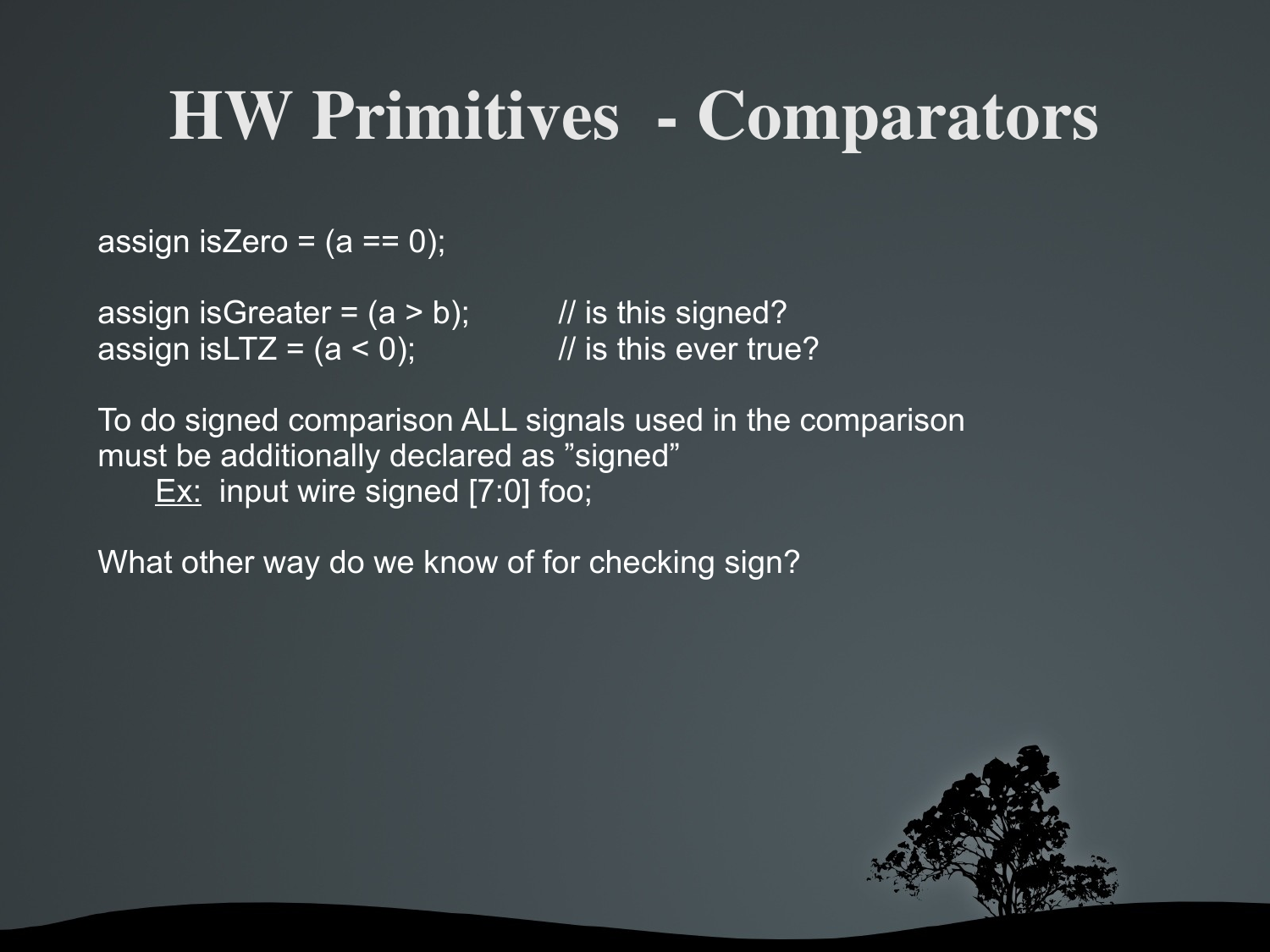# HW Primitives - Comparators

```
assign isZero = (a == 0);

assign isGreater = (a > b);        // is this signed?
assign isLTZ = (a < 0);            // is this ever true?
```

To do signed comparison ALL signals used in the comparison must be additionally declared as ”signed”

    Ex: input wire signed [7:0] foo;

What other way do we know of for checking sign?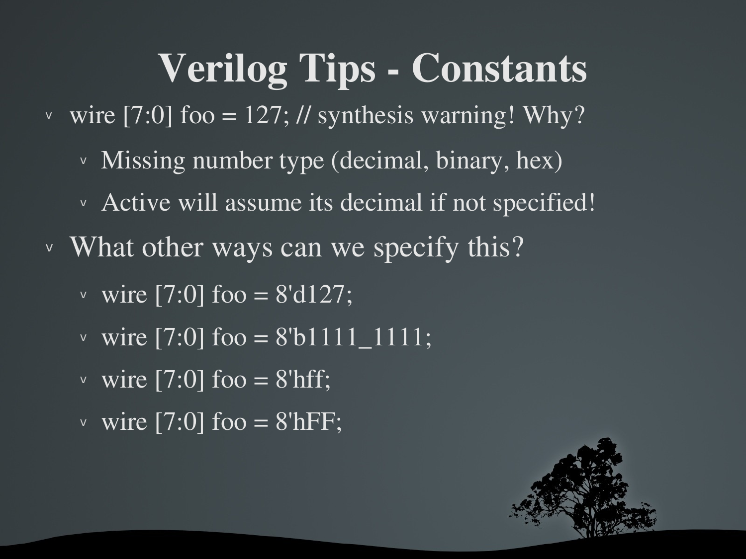# Verilog Tips - Constants

- wire [7:0] foo = 127; // synthesis warning! Why?
  - Missing number type (decimal, binary, hex)
  - Active will assume its decimal if not specified!
- What other ways can we specify this?
  - wire [7:0] foo = 8'd127;
  - wire [7:0] foo = 8'b1111_1111;
  - wire [7:0] foo = 8'hff;
  - wire [7:0] foo = 8'hFF;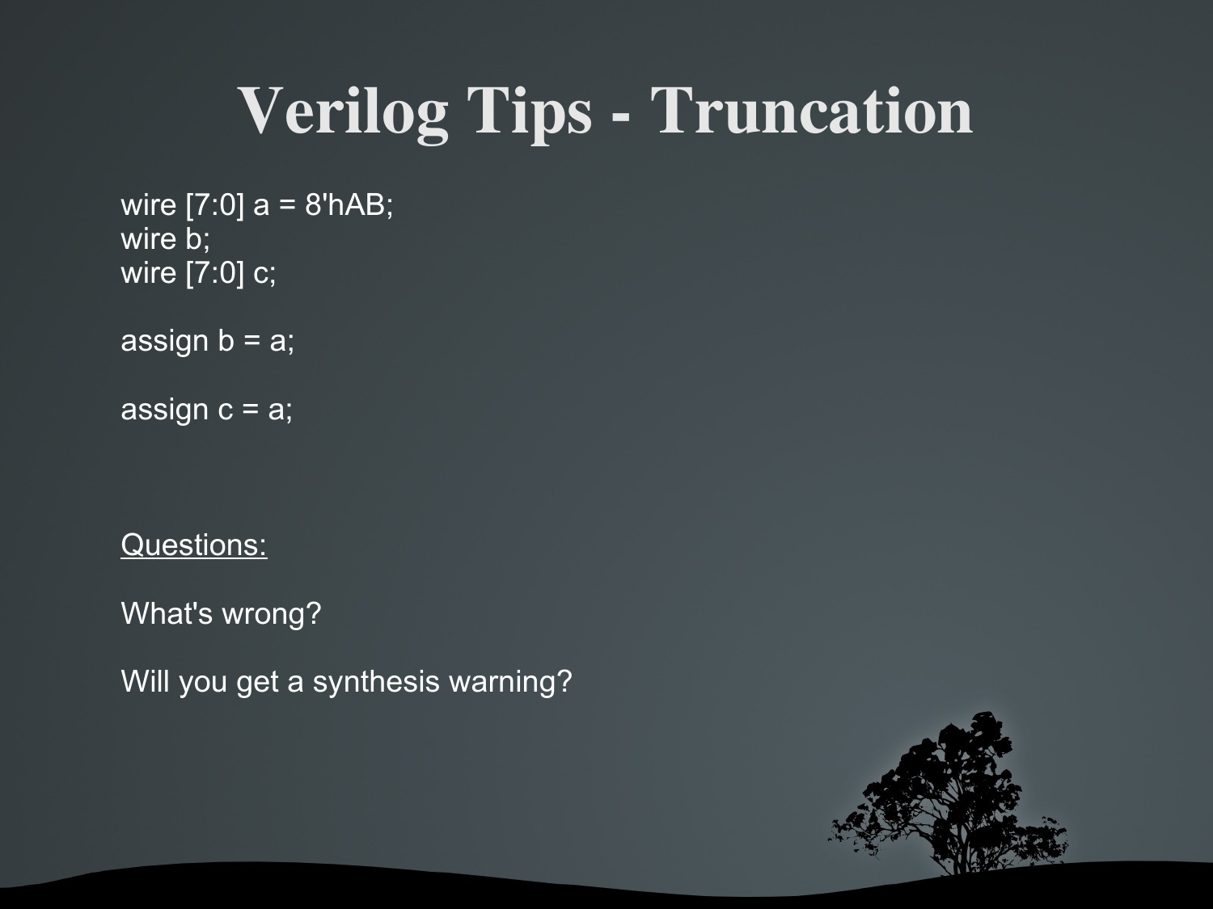# Verilog Tips - Truncation

```
wire [7:0] a = 8'hAB;
wire b;
wire [7:0] c;

assign b = a;

assign c = a;
```

<u>Questions:</u>

What's wrong?

Will you get a synthesis warning?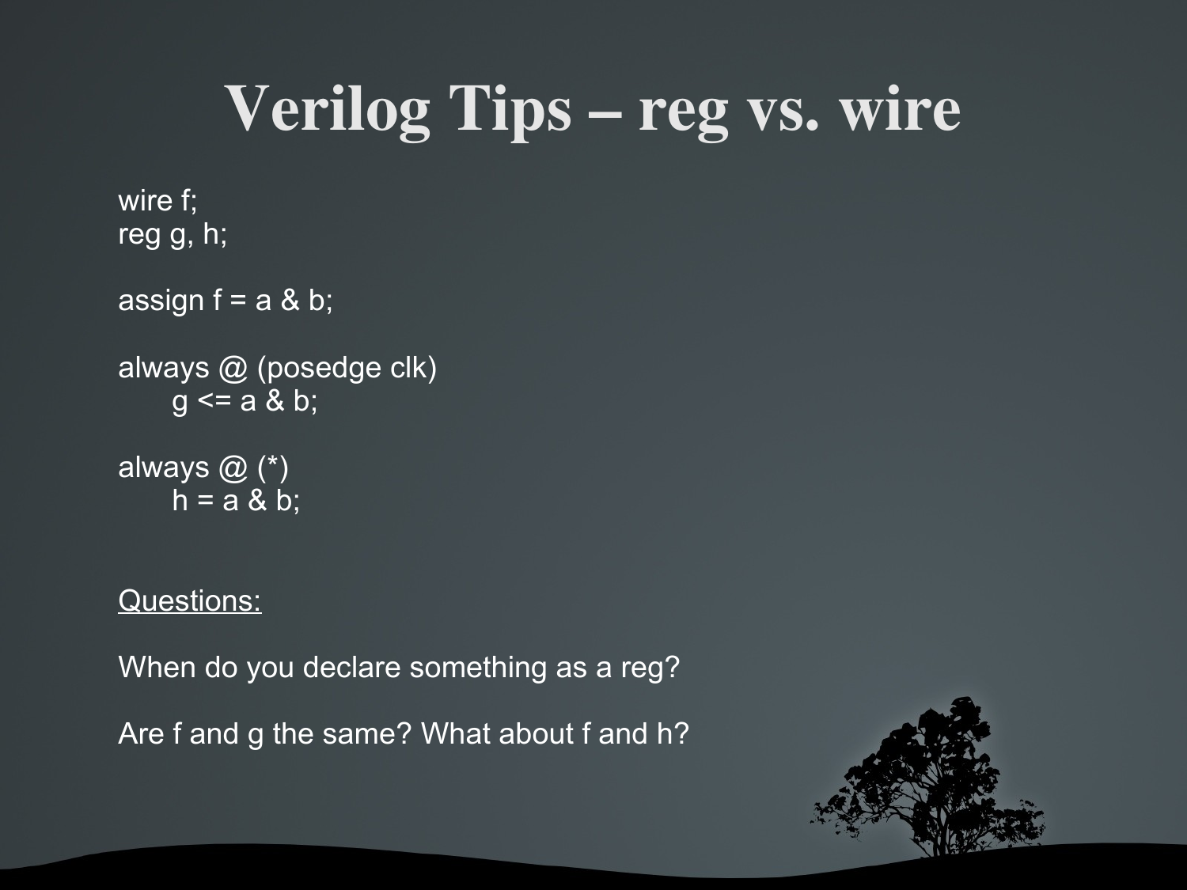# Verilog Tips – reg vs. wire

```
wire f;
reg g, h;

assign f = a & b;

always @ (posedge clk)
      g <= a & b;

always @ (*)
      h = a & b;
```

<u>Questions:</u>

When do you declare something as a reg?

Are f and g the same? What about f and h?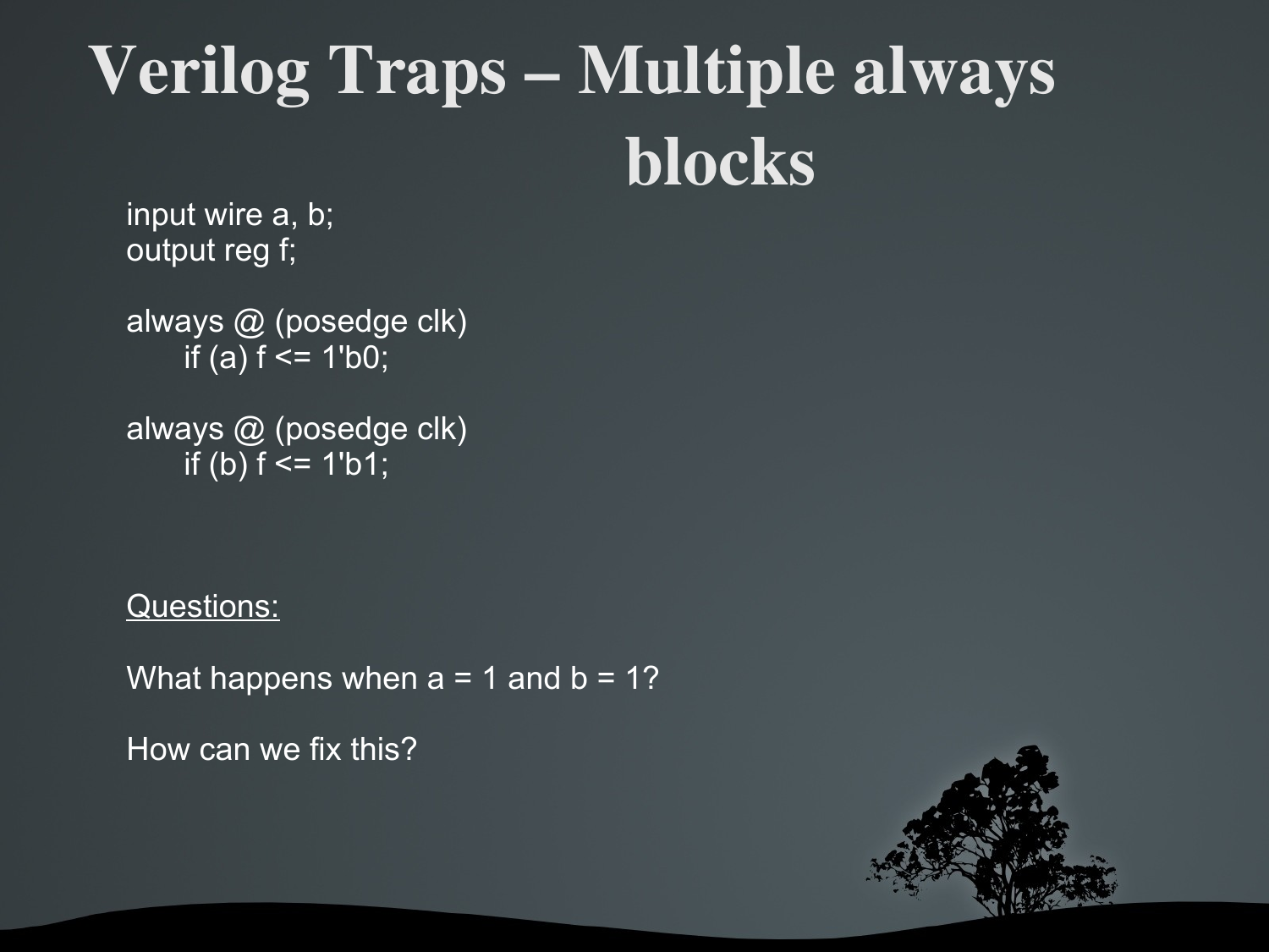# Verilog Traps – Multiple always blocks

```
input wire a, b;
output reg f;

always @ (posedge clk)
      if (a) f <= 1'b0;

always @ (posedge clk)
      if (b) f <= 1'b1;
```

Questions:

What happens when a = 1 and b = 1?

How can we fix this?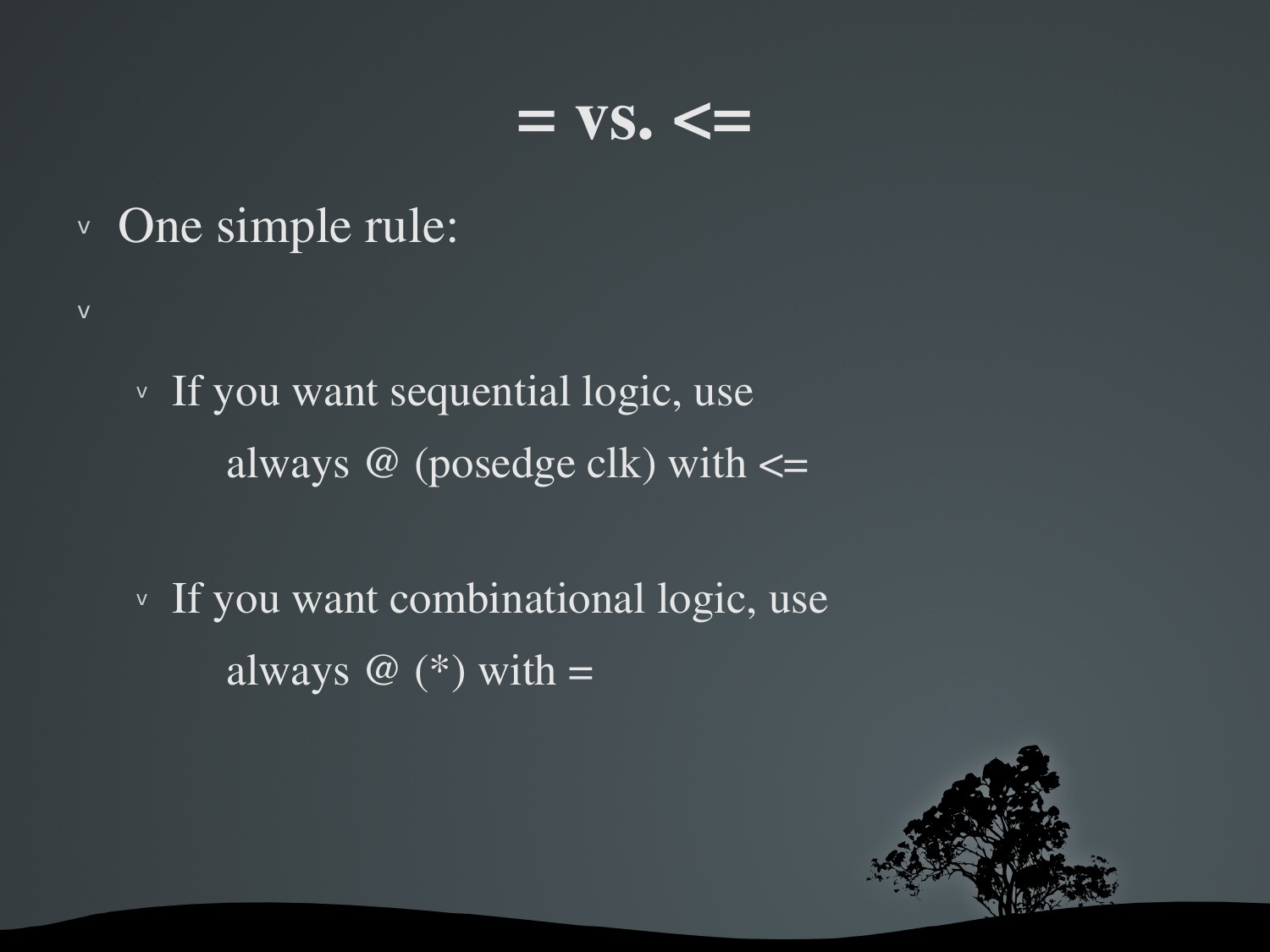# = vs. <=

- One simple rule:
-
  - If you want sequential logic, use

    always @ (posedge clk) with <=

  - If you want combinational logic, use

    always @ (*) with =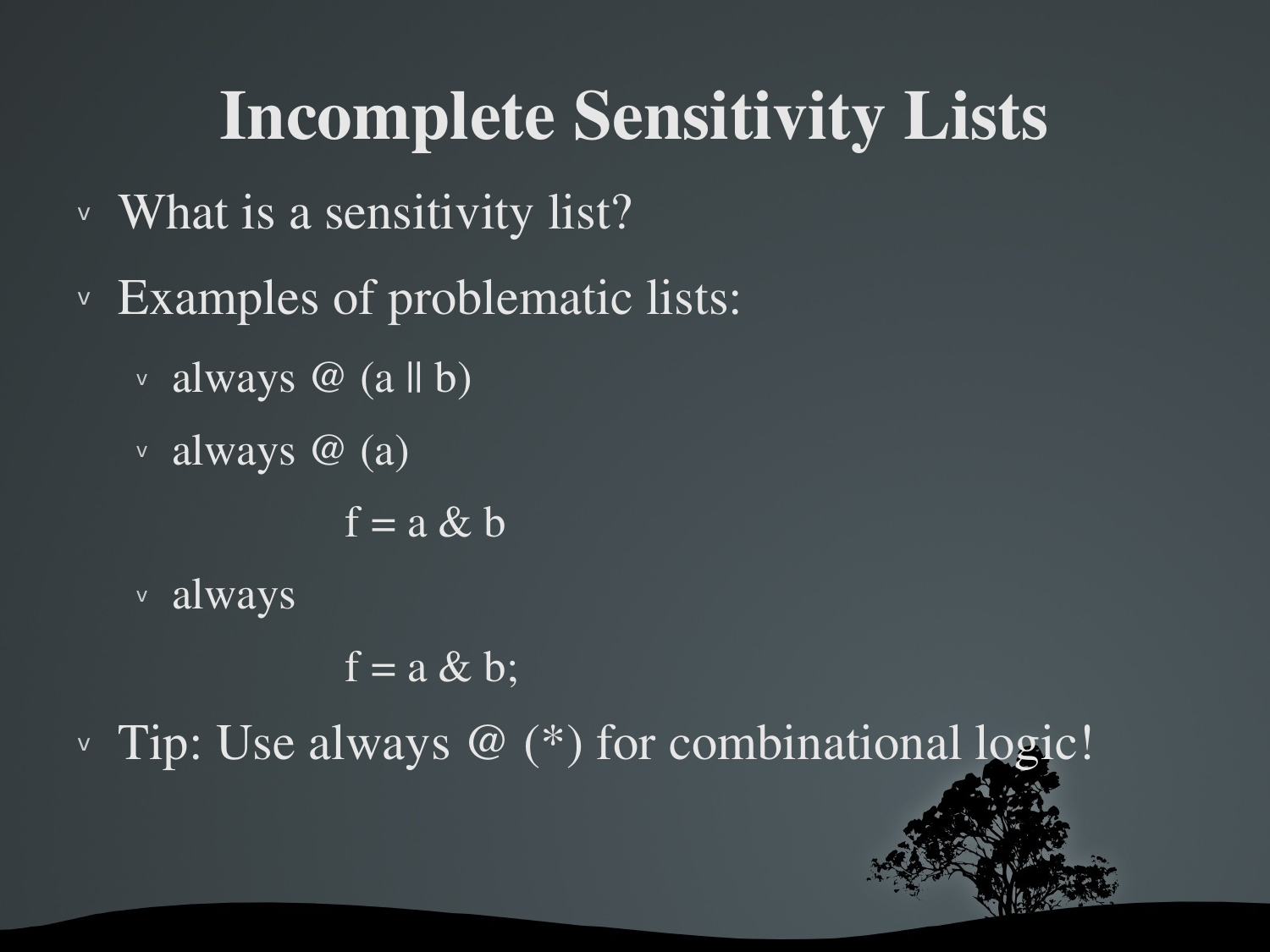# Incomplete Sensitivity Lists

- What is a sensitivity list?
- Examples of problematic lists:
  - always @ (a || b)
  - always @ (a)

    f = a & b
  - always

    f = a & b;
- Tip: Use always @ (*) for combinational logic!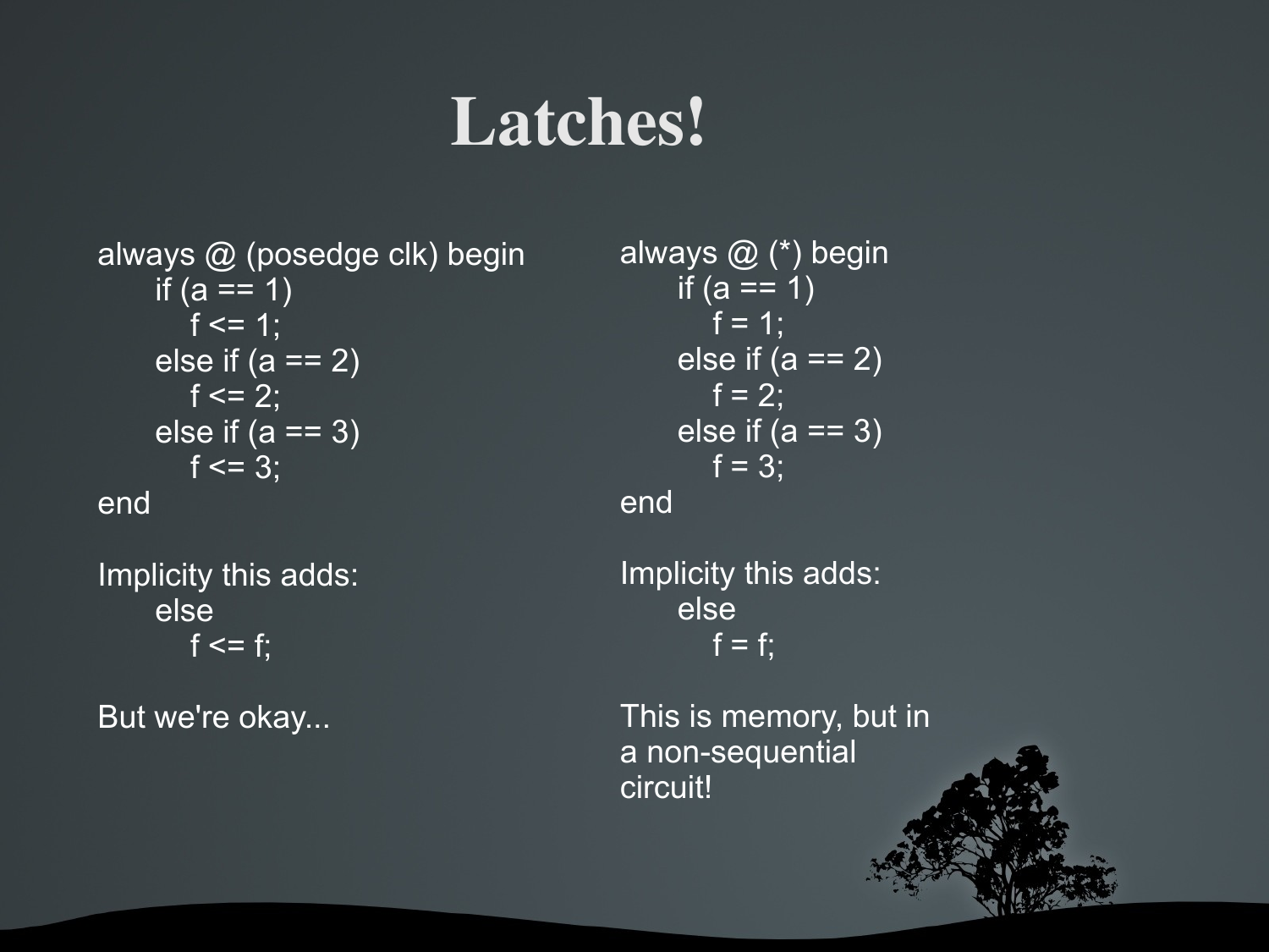# Latches!

```
always @ (posedge clk) begin
      if (a == 1)
          f <= 1;
      else if (a == 2)
          f <= 2;
      else if (a == 3)
          f <= 3;
end
```

Implicity this adds:

```
      else
          f <= f;
```

But we're okay...

```
always @ (*) begin
      if (a == 1)
          f = 1;
      else if (a == 2)
          f = 2;
      else if (a == 3)
          f = 3;
end
```

Implicity this adds:

```
      else
          f = f;
```

This is memory, but in a non-sequential circuit!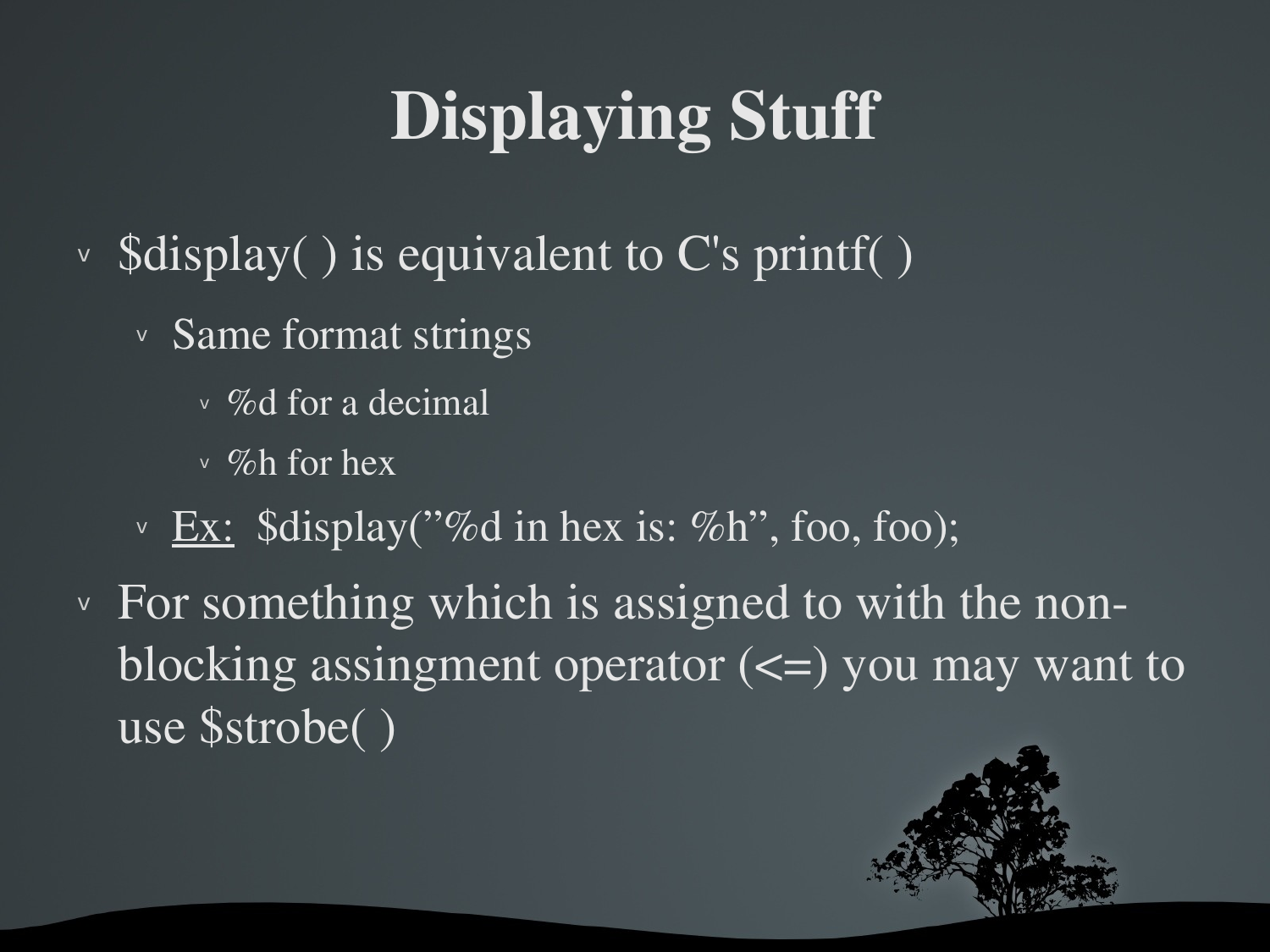# Displaying Stuff

- $display( ) is equivalent to C's printf( )
  - Same format strings
    - %d for a decimal
    - %h for hex
  - Ex: $display(”%d in hex is: %h”, foo, foo);
- For something which is assigned to with the non-blocking assingment operator (<=) you may want to use $strobe( )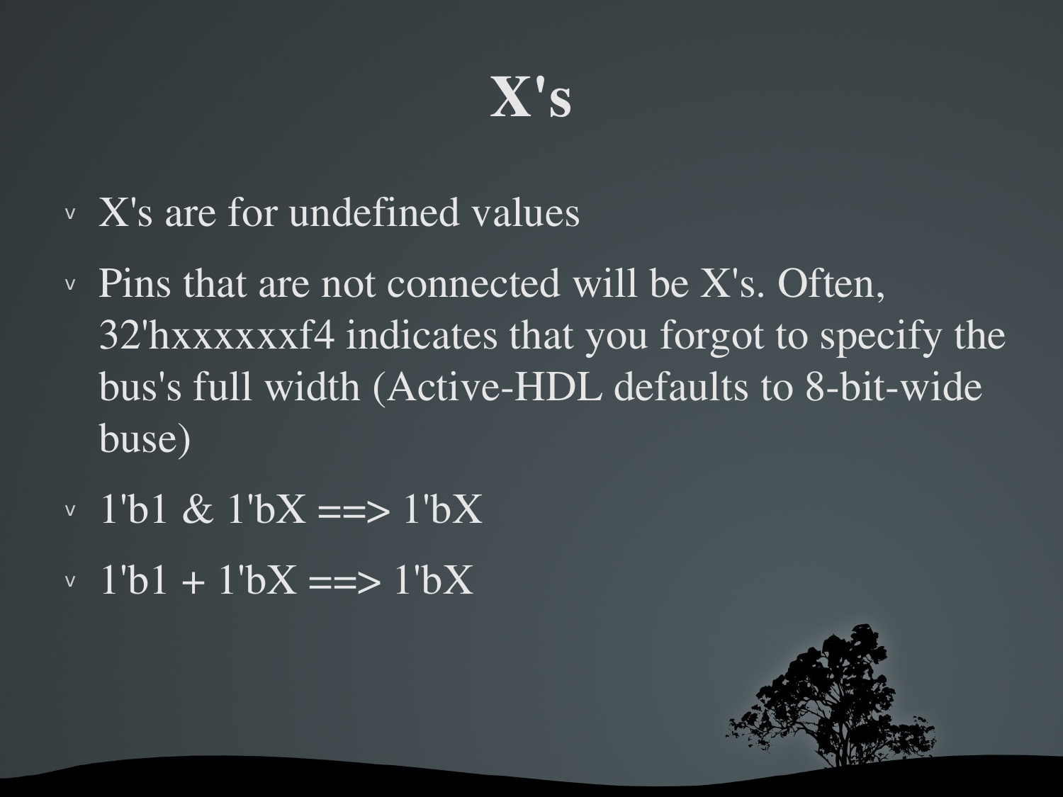# X's

- X's are for undefined values
- Pins that are not connected will be X's. Often, 32'hxxxxxxf4 indicates that you forgot to specify the bus's full width (Active-HDL defaults to 8-bit-wide buse)
- 1'b1 & 1'bX ==> 1'bX
- 1'b1 + 1'bX ==> 1'bX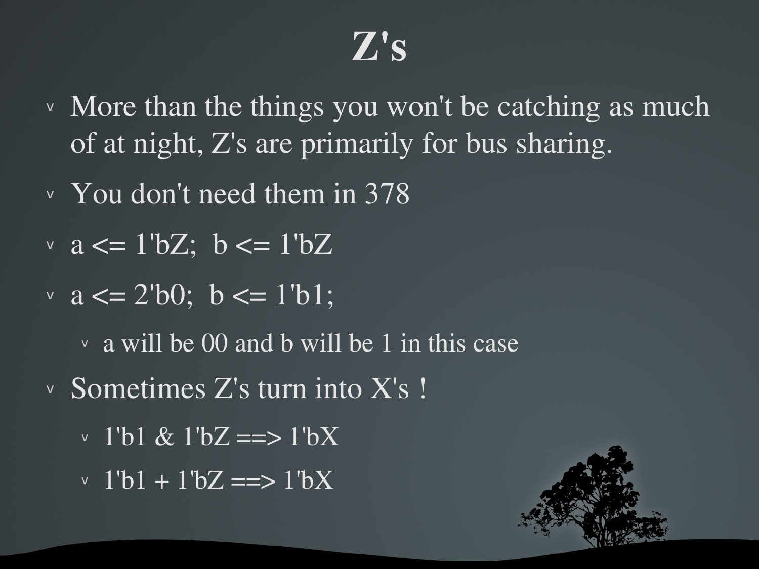# Z's

- More than the things you won't be catching as much of at night, Z's are primarily for bus sharing.
- You don't need them in 378
- a <= 1'bZ;  b <= 1'bZ
- a <= 2'b0;  b <= 1'b1;
  - a will be 00 and b will be 1 in this case
- Sometimes Z's turn into X's !
  - 1'b1 & 1'bZ ==> 1'bX
  - 1'b1 + 1'bZ ==> 1'bX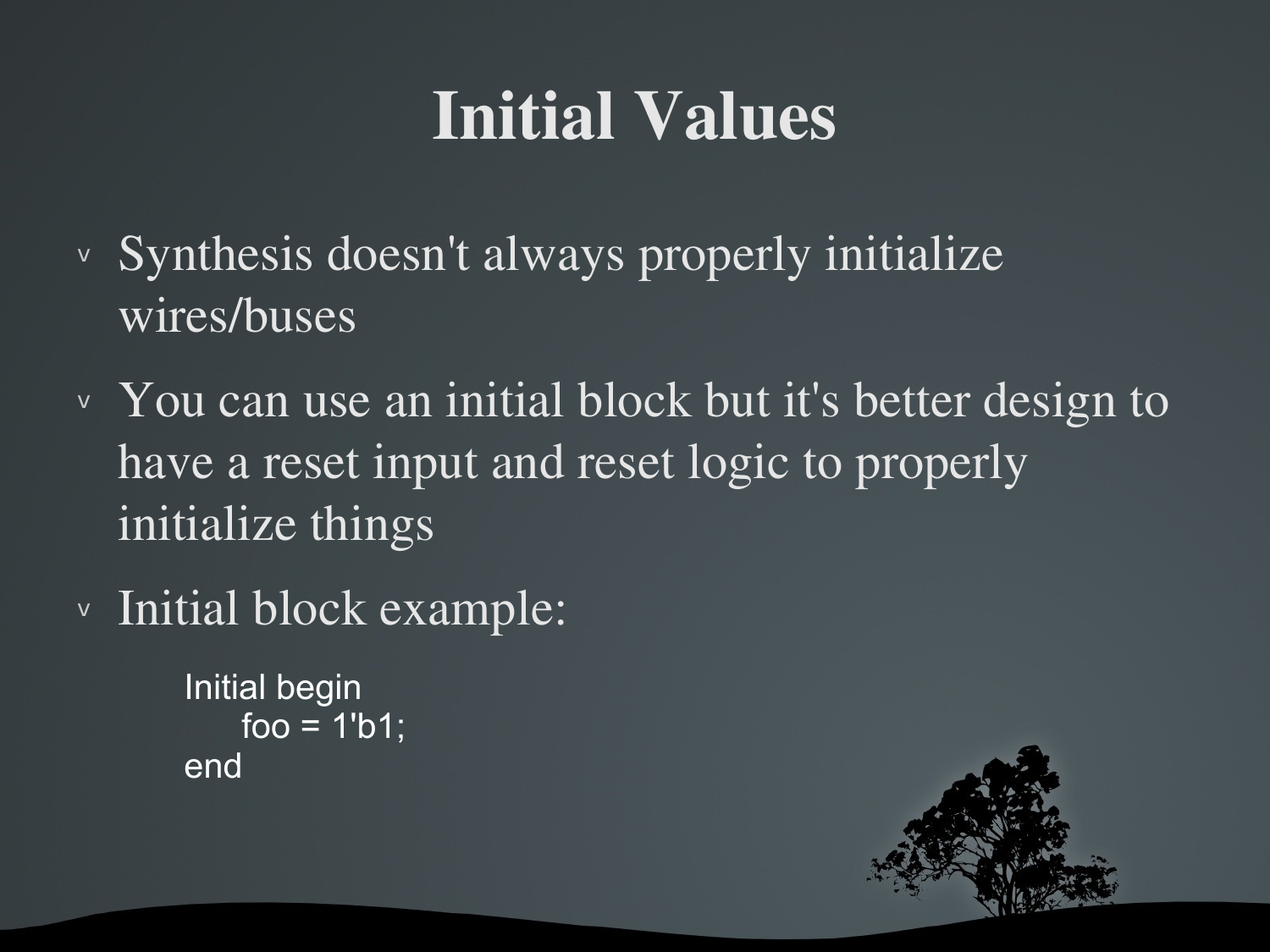# Initial Values

- Synthesis doesn't always properly initialize wires/buses
- You can use an initial block but it's better design to have a reset input and reset logic to properly initialize things
- Initial block example:

```
Initial begin
    foo = 1'b1;
end
```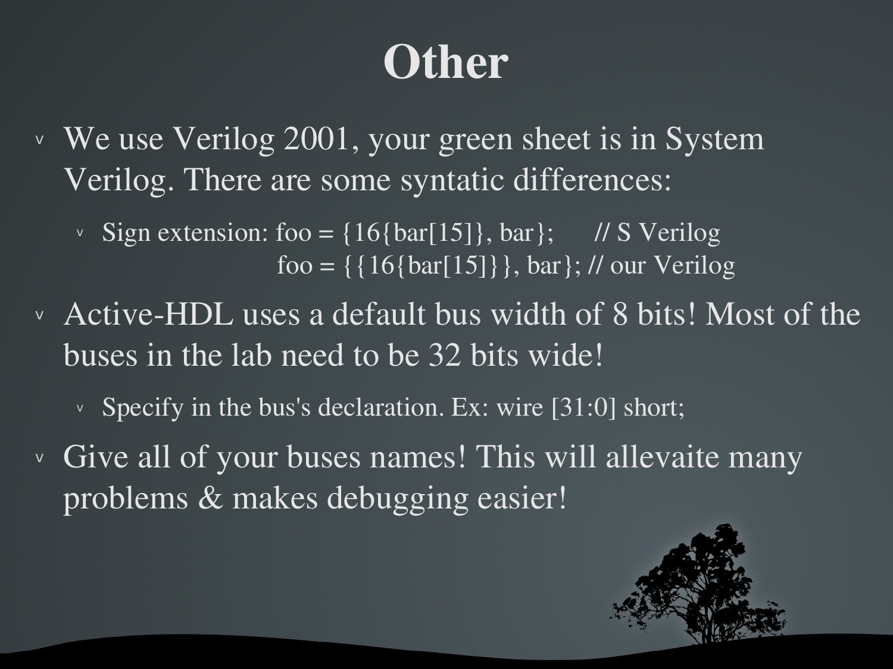# Other

- We use Verilog 2001, your green sheet is in System Verilog. There are some syntatic differences:
  - Sign extension:
    ```
    foo = {16{bar[15]}, bar};     // S Verilog
    foo = {{16{bar[15]}}, bar}; // our Verilog
    ```
- Active-HDL uses a default bus width of 8 bits! Most of the buses in the lab need to be 32 bits wide!
  - Specify in the bus's declaration. Ex: wire [31:0] short;
- Give all of your buses names! This will allevaite many problems & makes debugging easier!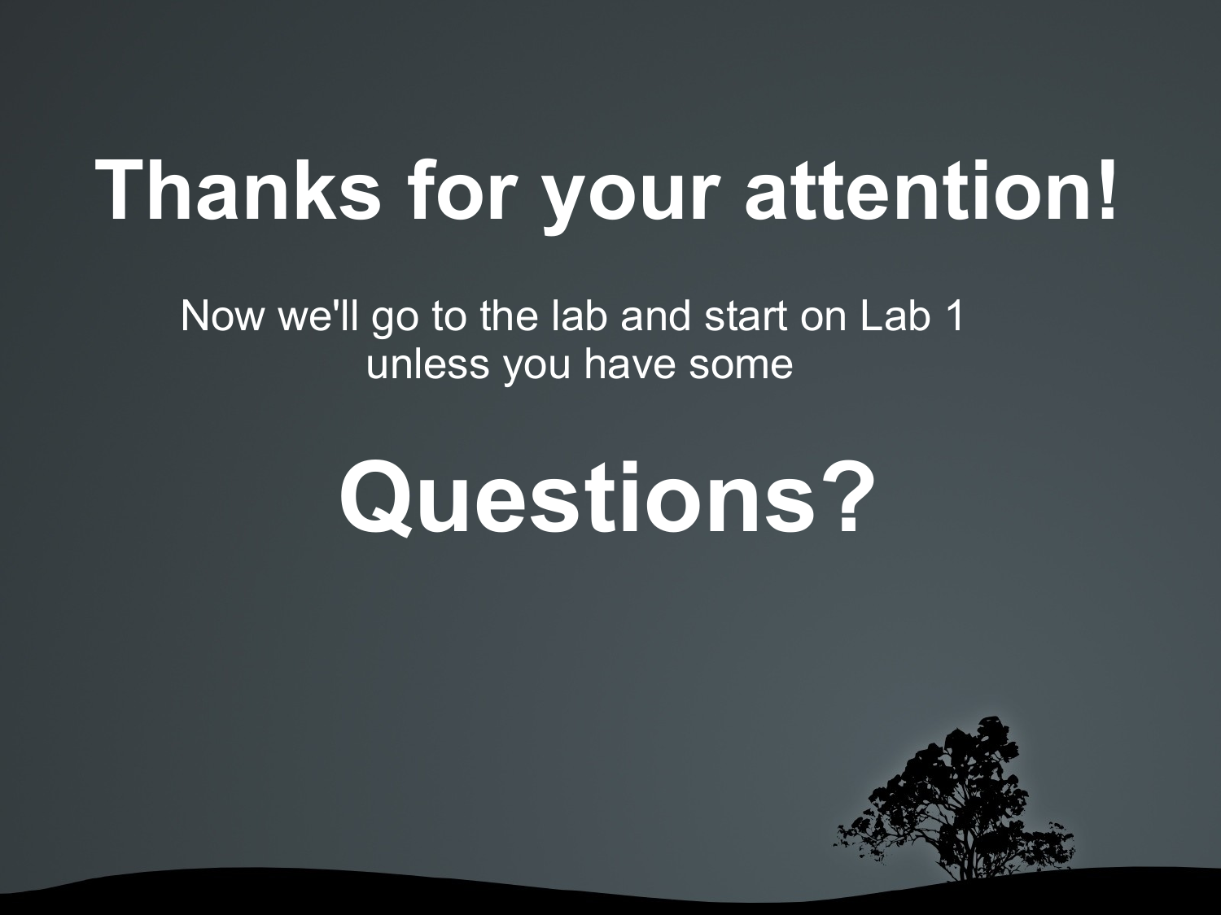# Thanks for your attention!

Now we'll go to the lab and start on Lab 1
unless you have some

# Questions?